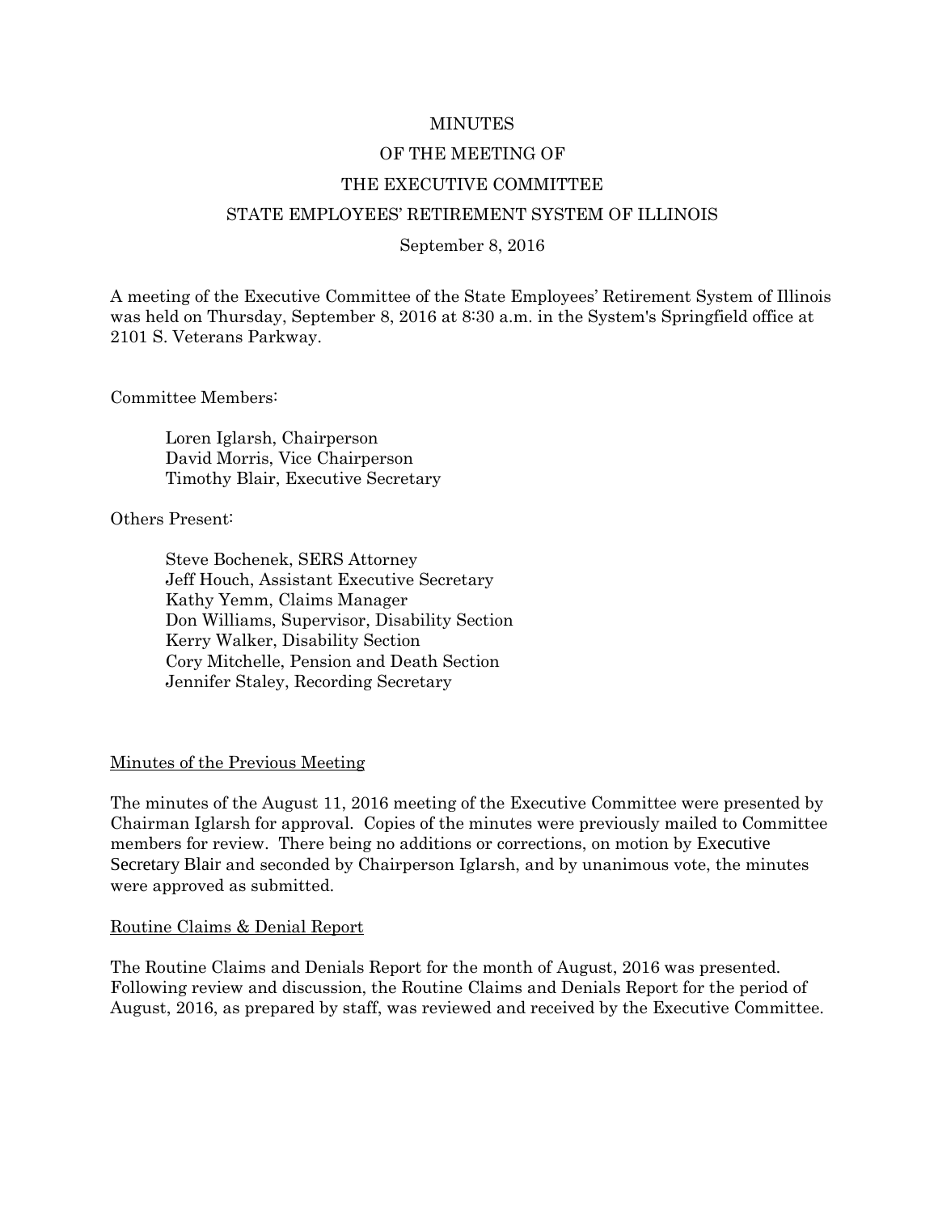MINUTES

OF THE MEETING OF

THE EXECUTIVE COMMITTEE

STATE EMPLOYEES' RETIREMENT SYSTEM OF ILLINOIS

September 8, 2016

A meeting of the Executive Committee of the State Employees' Retirement System of Illinois was held on Thursday, September 8, 2016 at 8:30 a.m. in the System's Springfield office at 2101 S. Veterans Parkway.

Committee Members:

Loren Iglarsh, Chairperson
David Morris, Vice Chairperson
Timothy Blair, Executive Secretary

Others Present:

Steve Bochenek, SERS Attorney
Jeff Houch, Assistant Executive Secretary
Kathy Yemm, Claims Manager
Don Williams, Supervisor, Disability Section
Kerry Walker, Disability Section
Cory Mitchelle, Pension and Death Section
Jennifer Staley, Recording Secretary

Minutes of the Previous Meeting

The minutes of the August 11, 2016 meeting of the Executive Committee were presented by Chairman Iglarsh for approval. Copies of the minutes were previously mailed to Committee members for review. There being no additions or corrections, on motion by Executive Secretary Blair and seconded by Chairperson Iglarsh, and by unanimous vote, the minutes were approved as submitted.

Routine Claims & Denial Report

The Routine Claims and Denials Report for the month of August, 2016 was presented. Following review and discussion, the Routine Claims and Denials Report for the period of August, 2016, as prepared by staff, was reviewed and received by the Executive Committee.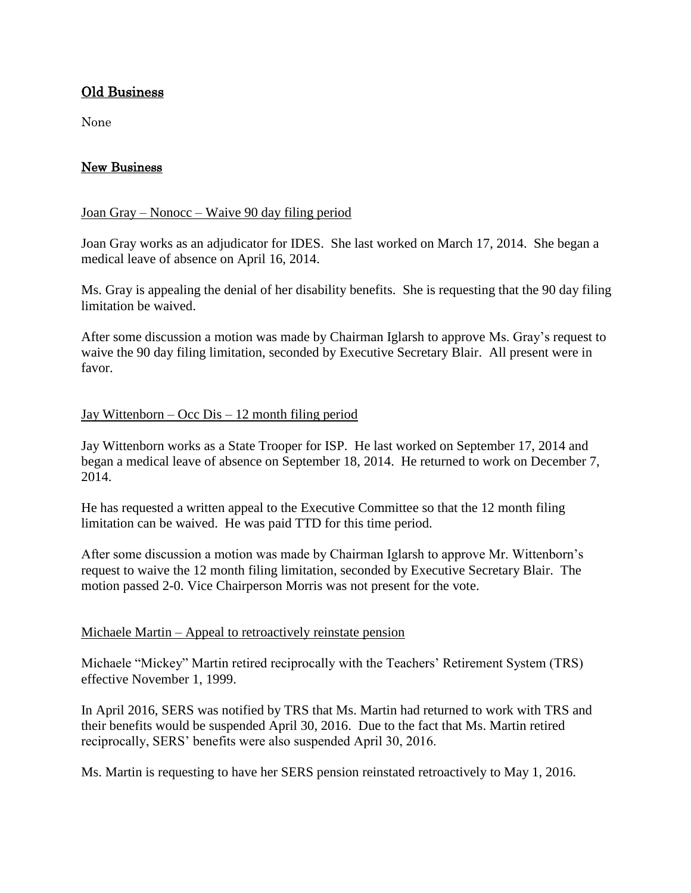## Old Business

None

## New Business

Joan Gray – Nonocc – Waive 90 day filing period

Joan Gray works as an adjudicator for IDES. She last worked on March 17, 2014. She began a medical leave of absence on April 16, 2014.

Ms. Gray is appealing the denial of her disability benefits. She is requesting that the 90 day filing limitation be waived.

After some discussion a motion was made by Chairman Iglarsh to approve Ms. Gray's request to waive the 90 day filing limitation, seconded by Executive Secretary Blair. All present were in favor.

Jay Wittenborn – Occ Dis – 12 month filing period

Jay Wittenborn works as a State Trooper for ISP. He last worked on September 17, 2014 and began a medical leave of absence on September 18, 2014. He returned to work on December 7, 2014.

He has requested a written appeal to the Executive Committee so that the 12 month filing limitation can be waived. He was paid TTD for this time period.

After some discussion a motion was made by Chairman Iglarsh to approve Mr. Wittenborn's request to waive the 12 month filing limitation, seconded by Executive Secretary Blair. The motion passed 2-0. Vice Chairperson Morris was not present for the vote.

Michaele Martin – Appeal to retroactively reinstate pension

Michaele "Mickey" Martin retired reciprocally with the Teachers' Retirement System (TRS) effective November 1, 1999.

In April 2016, SERS was notified by TRS that Ms. Martin had returned to work with TRS and their benefits would be suspended April 30, 2016. Due to the fact that Ms. Martin retired reciprocally, SERS' benefits were also suspended April 30, 2016.

Ms. Martin is requesting to have her SERS pension reinstated retroactively to May 1, 2016.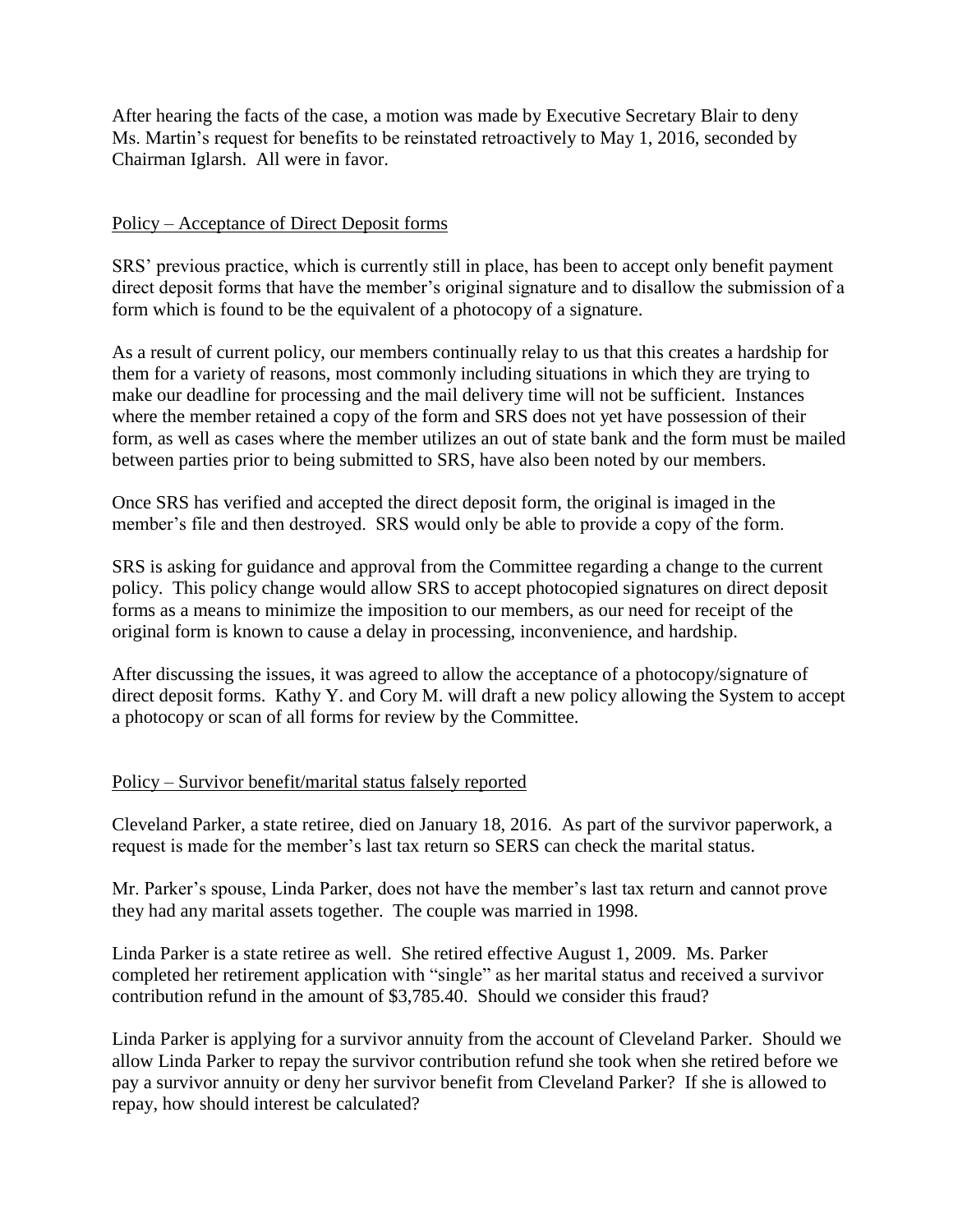After hearing the facts of the case, a motion was made by Executive Secretary Blair to deny Ms. Martin's request for benefits to be reinstated retroactively to May 1, 2016, seconded by Chairman Iglarsh. All were in favor.

<u>Policy – Acceptance of Direct Deposit forms</u>

SRS' previous practice, which is currently still in place, has been to accept only benefit payment direct deposit forms that have the member's original signature and to disallow the submission of a form which is found to be the equivalent of a photocopy of a signature.

As a result of current policy, our members continually relay to us that this creates a hardship for them for a variety of reasons, most commonly including situations in which they are trying to make our deadline for processing and the mail delivery time will not be sufficient. Instances where the member retained a copy of the form and SRS does not yet have possession of their form, as well as cases where the member utilizes an out of state bank and the form must be mailed between parties prior to being submitted to SRS, have also been noted by our members.

Once SRS has verified and accepted the direct deposit form, the original is imaged in the member's file and then destroyed. SRS would only be able to provide a copy of the form.

SRS is asking for guidance and approval from the Committee regarding a change to the current policy. This policy change would allow SRS to accept photocopied signatures on direct deposit forms as a means to minimize the imposition to our members, as our need for receipt of the original form is known to cause a delay in processing, inconvenience, and hardship.

After discussing the issues, it was agreed to allow the acceptance of a photocopy/signature of direct deposit forms. Kathy Y. and Cory M. will draft a new policy allowing the System to accept a photocopy or scan of all forms for review by the Committee.

<u>Policy – Survivor benefit/marital status falsely reported</u>

Cleveland Parker, a state retiree, died on January 18, 2016. As part of the survivor paperwork, a request is made for the member's last tax return so SERS can check the marital status.

Mr. Parker's spouse, Linda Parker, does not have the member's last tax return and cannot prove they had any marital assets together. The couple was married in 1998.

Linda Parker is a state retiree as well. She retired effective August 1, 2009. Ms. Parker completed her retirement application with "single" as her marital status and received a survivor contribution refund in the amount of $3,785.40. Should we consider this fraud?

Linda Parker is applying for a survivor annuity from the account of Cleveland Parker. Should we allow Linda Parker to repay the survivor contribution refund she took when she retired before we pay a survivor annuity or deny her survivor benefit from Cleveland Parker? If she is allowed to repay, how should interest be calculated?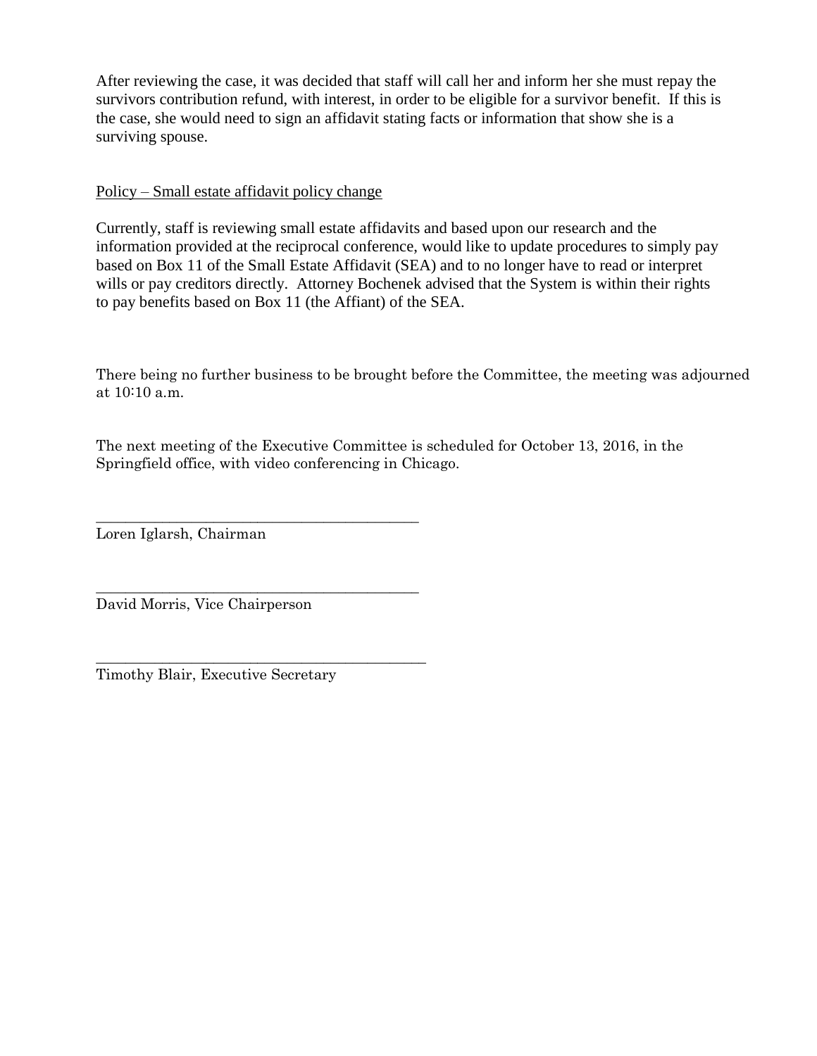After reviewing the case, it was decided that staff will call her and inform her she must repay the survivors contribution refund, with interest, in order to be eligible for a survivor benefit. If this is the case, she would need to sign an affidavit stating facts or information that show she is a surviving spouse.

<u>Policy – Small estate affidavit policy change</u>

Currently, staff is reviewing small estate affidavits and based upon our research and the information provided at the reciprocal conference, would like to update procedures to simply pay based on Box 11 of the Small Estate Affidavit (SEA) and to no longer have to read or interpret wills or pay creditors directly. Attorney Bochenek advised that the System is within their rights to pay benefits based on Box 11 (the Affiant) of the SEA.

There being no further business to be brought before the Committee, the meeting was adjourned at 10:10 a.m.

The next meeting of the Executive Committee is scheduled for October 13, 2016, in the Springfield office, with video conferencing in Chicago.

\_\_\_\_\_\_\_\_\_\_\_\_\_\_\_\_\_\_\_\_\_\_\_\_\_\_\_\_\_\_\_\_\_\_\_\_\_\_\_\_\_\_\_\_

Loren Iglarsh, Chairman

\_\_\_\_\_\_\_\_\_\_\_\_\_\_\_\_\_\_\_\_\_\_\_\_\_\_\_\_\_\_\_\_\_\_\_\_\_\_\_\_\_\_\_\_

David Morris, Vice Chairperson

\_\_\_\_\_\_\_\_\_\_\_\_\_\_\_\_\_\_\_\_\_\_\_\_\_\_\_\_\_\_\_\_\_\_\_\_\_\_\_\_\_\_\_\_

Timothy Blair, Executive Secretary